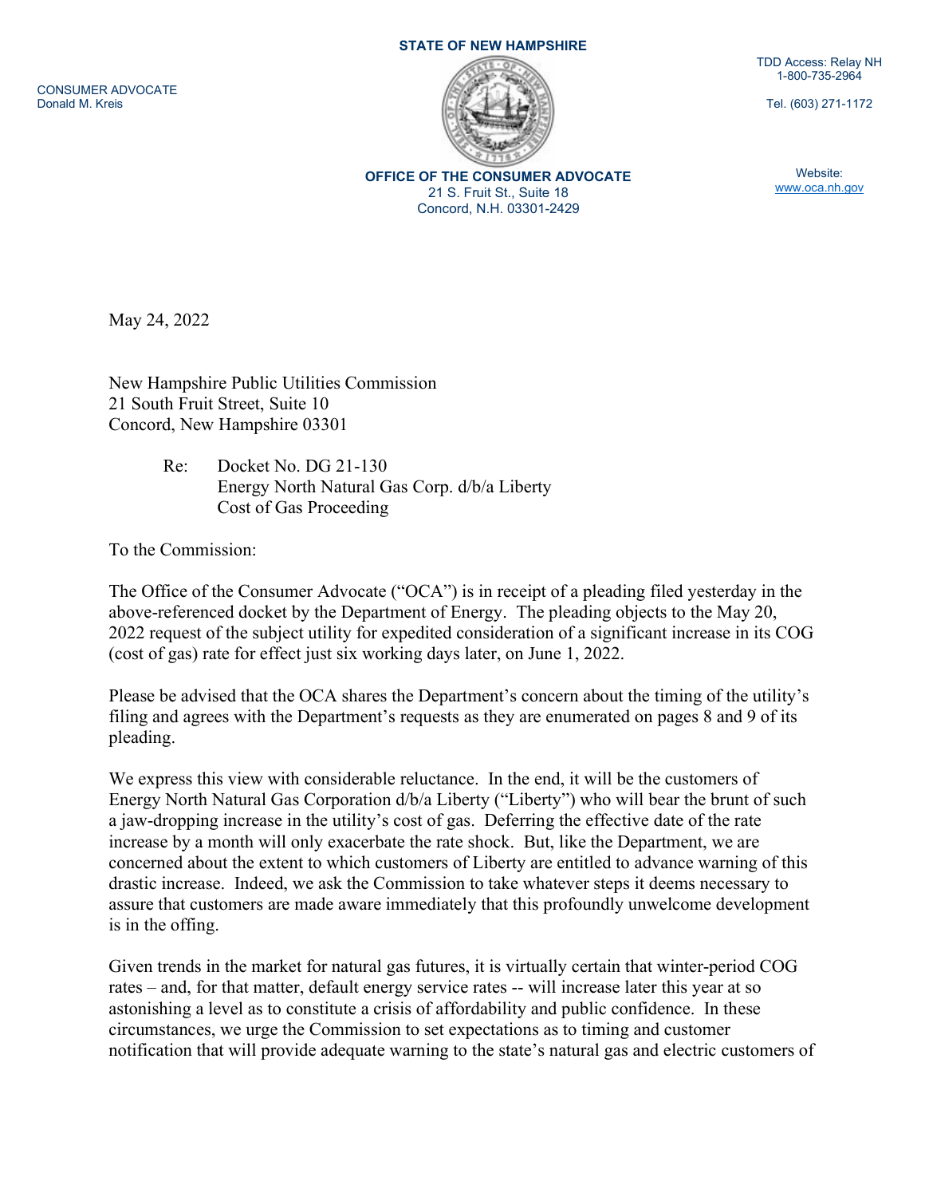**STATE OF NEW HAMPSHIRE**

CONSUMER ADVOCATE
Donald M. Kreis

TDD Access: Relay NH
1-800-735-2964

Tel. (603) 271-1172

**OFFICE OF THE CONSUMER ADVOCATE**
21 S. Fruit St., Suite 18
Concord, N.H. 03301-2429

Website:
www.oca.nh.gov

May 24, 2022

New Hampshire Public Utilities Commission
21 South Fruit Street, Suite 10
Concord, New Hampshire 03301

Re: Docket No. DG 21-130
Energy North Natural Gas Corp. d/b/a Liberty
Cost of Gas Proceeding

To the Commission:

The Office of the Consumer Advocate ("OCA") is in receipt of a pleading filed yesterday in the above-referenced docket by the Department of Energy. The pleading objects to the May 20, 2022 request of the subject utility for expedited consideration of a significant increase in its COG (cost of gas) rate for effect just six working days later, on June 1, 2022.

Please be advised that the OCA shares the Department's concern about the timing of the utility's filing and agrees with the Department's requests as they are enumerated on pages 8 and 9 of its pleading.

We express this view with considerable reluctance. In the end, it will be the customers of Energy North Natural Gas Corporation d/b/a Liberty ("Liberty") who will bear the brunt of such a jaw-dropping increase in the utility's cost of gas. Deferring the effective date of the rate increase by a month will only exacerbate the rate shock. But, like the Department, we are concerned about the extent to which customers of Liberty are entitled to advance warning of this drastic increase. Indeed, we ask the Commission to take whatever steps it deems necessary to assure that customers are made aware immediately that this profoundly unwelcome development is in the offing.

Given trends in the market for natural gas futures, it is virtually certain that winter-period COG rates – and, for that matter, default energy service rates -- will increase later this year at so astonishing a level as to constitute a crisis of affordability and public confidence. In these circumstances, we urge the Commission to set expectations as to timing and customer notification that will provide adequate warning to the state's natural gas and electric customers of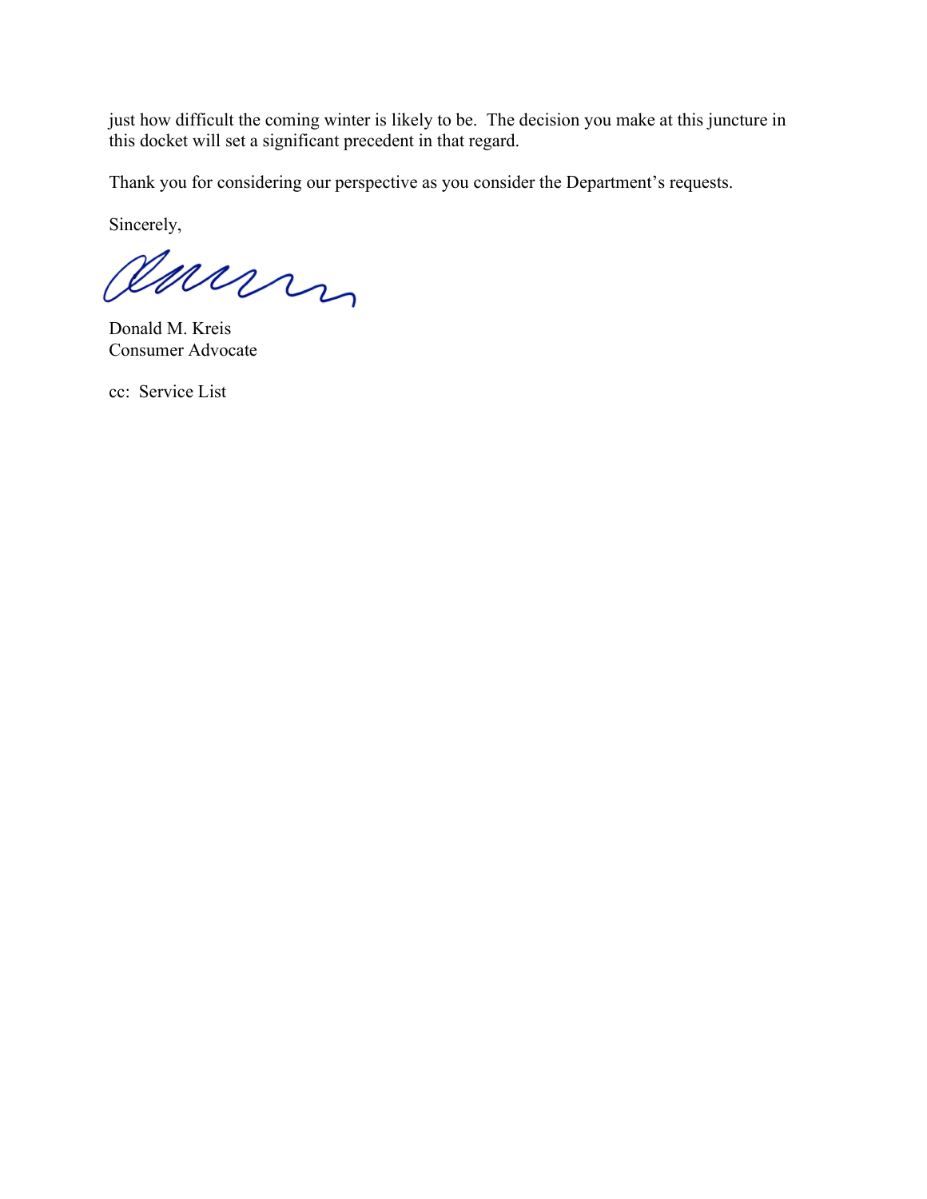just how difficult the coming winter is likely to be. The decision you make at this juncture in this docket will set a significant precedent in that regard.

Thank you for considering our perspective as you consider the Department's requests.

Sincerely,

Donald M. Kreis
Consumer Advocate

cc: Service List